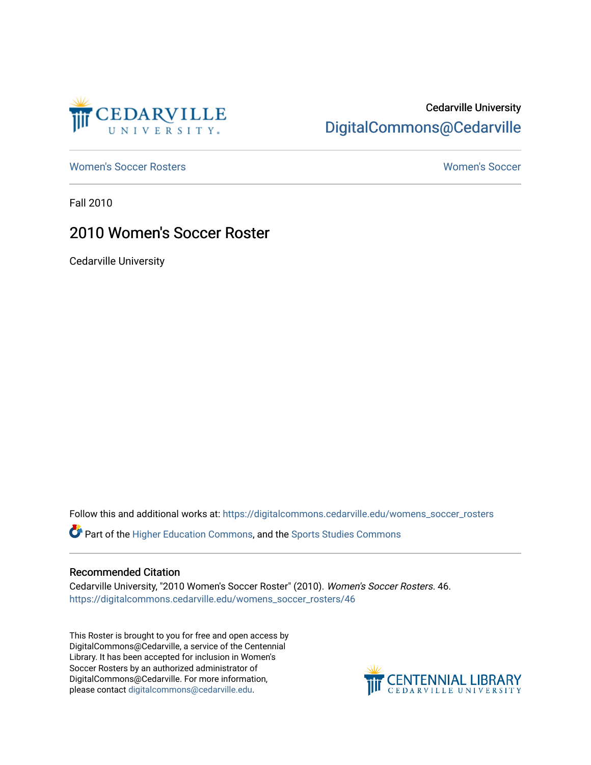Cedarville University
DigitalCommons@Cedarville

Women's Soccer Rosters | Women's Soccer

Fall 2010

# 2010 Women's Soccer Roster

Cedarville University

Follow this and additional works at: https://digitalcommons.cedarville.edu/womens_soccer_rosters

Part of the Higher Education Commons, and the Sports Studies Commons

## Recommended Citation

Cedarville University, "2010 Women's Soccer Roster" (2010). *Women's Soccer Rosters*. 46.
https://digitalcommons.cedarville.edu/womens_soccer_rosters/46

This Roster is brought to you for free and open access by DigitalCommons@Cedarville, a service of the Centennial Library. It has been accepted for inclusion in Women's Soccer Rosters by an authorized administrator of DigitalCommons@Cedarville. For more information, please contact digitalcommons@cedarville.edu.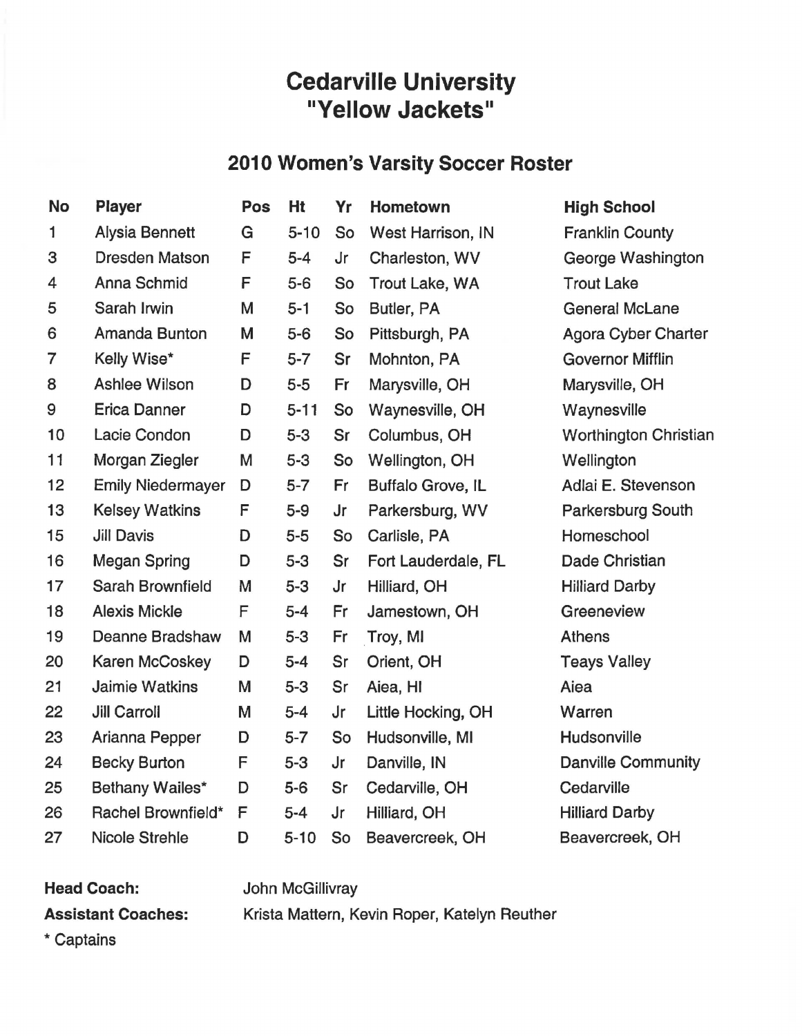# Cedarville University "Yellow Jackets"

## 2010 Women's Varsity Soccer Roster

| No | Player | Pos | Ht | Yr | Hometown | High School |
|---|---|---|---|---|---|---|
| 1 | Alysia Bennett | G | 5-10 | So | West Harrison, IN | Franklin County |
| 3 | Dresden Matson | F | 5-4 | Jr | Charleston, WV | George Washington |
| 4 | Anna Schmid | F | 5-6 | So | Trout Lake, WA | Trout Lake |
| 5 | Sarah Irwin | M | 5-1 | So | Butler, PA | General McLane |
| 6 | Amanda Bunton | M | 5-6 | So | Pittsburgh, PA | Agora Cyber Charter |
| 7 | Kelly Wise* | F | 5-7 | Sr | Mohnton, PA | Governor Mifflin |
| 8 | Ashlee Wilson | D | 5-5 | Fr | Marysville, OH | Marysville, OH |
| 9 | Erica Danner | D | 5-11 | So | Waynesville, OH | Waynesville |
| 10 | Lacie Condon | D | 5-3 | Sr | Columbus, OH | Worthington Christian |
| 11 | Morgan Ziegler | M | 5-3 | So | Wellington, OH | Wellington |
| 12 | Emily Niedermayer | D | 5-7 | Fr | Buffalo Grove, IL | Adlai E. Stevenson |
| 13 | Kelsey Watkins | F | 5-9 | Jr | Parkersburg, WV | Parkersburg South |
| 15 | Jill Davis | D | 5-5 | So | Carlisle, PA | Homeschool |
| 16 | Megan Spring | D | 5-3 | Sr | Fort Lauderdale, FL | Dade Christian |
| 17 | Sarah Brownfield | M | 5-3 | Jr | Hilliard, OH | Hilliard Darby |
| 18 | Alexis Mickle | F | 5-4 | Fr | Jamestown, OH | Greeneview |
| 19 | Deanne Bradshaw | M | 5-3 | Fr | Troy, MI | Athens |
| 20 | Karen McCoskey | D | 5-4 | Sr | Orient, OH | Teays Valley |
| 21 | Jaimie Watkins | M | 5-3 | Sr | Aiea, HI | Aiea |
| 22 | Jill Carroll | M | 5-4 | Jr | Little Hocking, OH | Warren |
| 23 | Arianna Pepper | D | 5-7 | So | Hudsonville, MI | Hudsonville |
| 24 | Becky Burton | F | 5-3 | Jr | Danville, IN | Danville Community |
| 25 | Bethany Wailes* | D | 5-6 | Sr | Cedarville, OH | Cedarville |
| 26 | Rachel Brownfield* | F | 5-4 | Jr | Hilliard, OH | Hilliard Darby |
| 27 | Nicole Strehle | D | 5-10 | So | Beavercreek, OH | Beavercreek, OH |

**Head Coach:** John McGillivray

**Assistant Coaches:** Krista Mattern, Kevin Roper, Katelyn Reuther

\* Captains